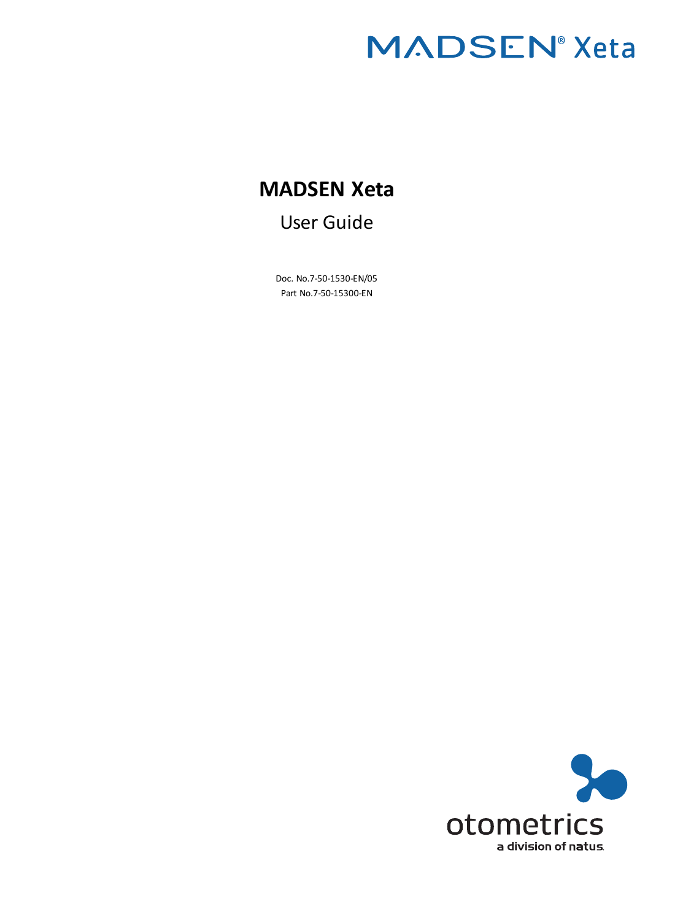MADSEN® Xeta

# MADSEN Xeta

## User Guide

Doc. No.7-50-1530-EN/05

Part No.7-50-15300-EN

otometrics

a division of natus.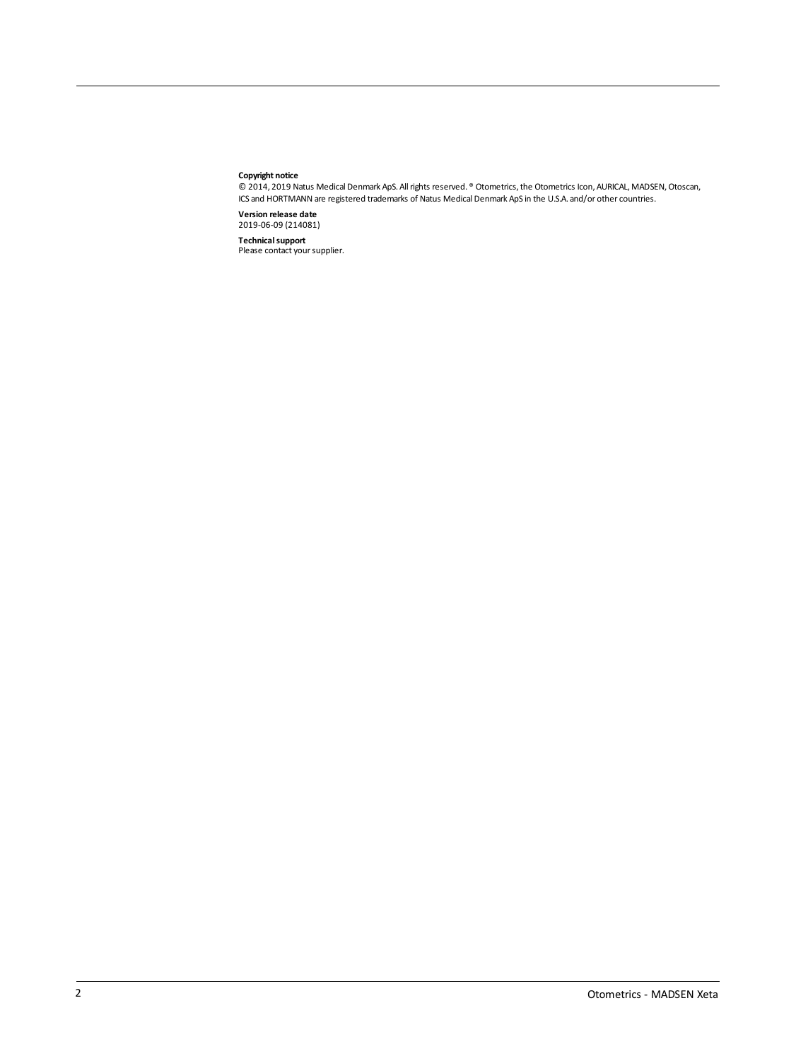**Copyright notice**
© 2014, 2019 Natus Medical Denmark ApS. All rights reserved. ® Otometrics, the Otometrics Icon, AURICAL, MADSEN, Otoscan, ICS and HORTMANN are registered trademarks of Natus Medical Denmark ApS in the U.S.A. and/or other countries.

**Version release date**
2019-06-09 (214081)

**Technical support**
Please contact your supplier.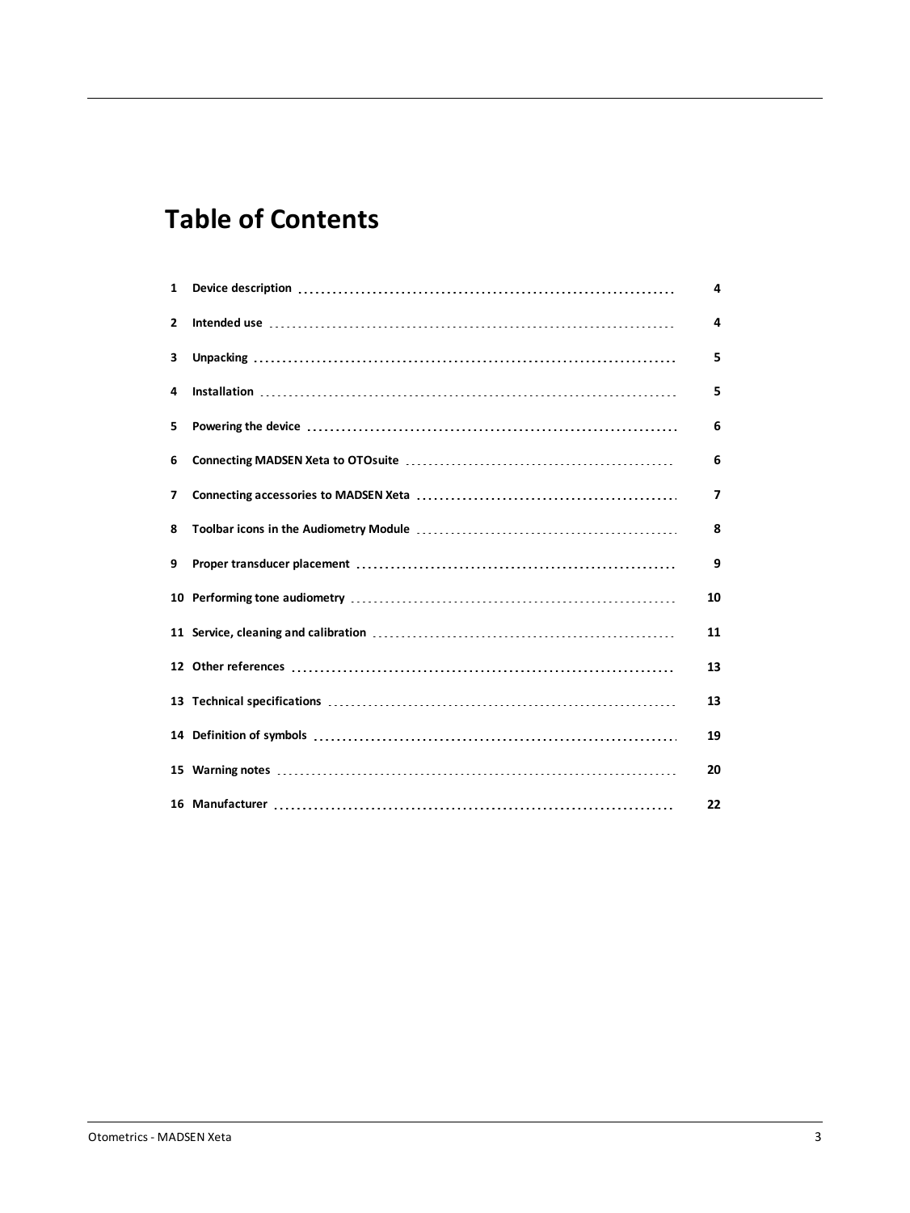# Table of Contents

| | | |
|---|---|---|
| 1 | Device description | 4 |
| 2 | Intended use | 4 |
| 3 | Unpacking | 5 |
| 4 | Installation | 5 |
| 5 | Powering the device | 6 |
| 6 | Connecting MADSEN Xeta to OTOsuite | 6 |
| 7 | Connecting accessories to MADSEN Xeta | 7 |
| 8 | Toolbar icons in the Audiometry Module | 8 |
| 9 | Proper transducer placement | 9 |
| 10 | Performing tone audiometry | 10 |
| 11 | Service, cleaning and calibration | 11 |
| 12 | Other references | 13 |
| 13 | Technical specifications | 13 |
| 14 | Definition of symbols | 19 |
| 15 | Warning notes | 20 |
| 16 | Manufacturer | 22 |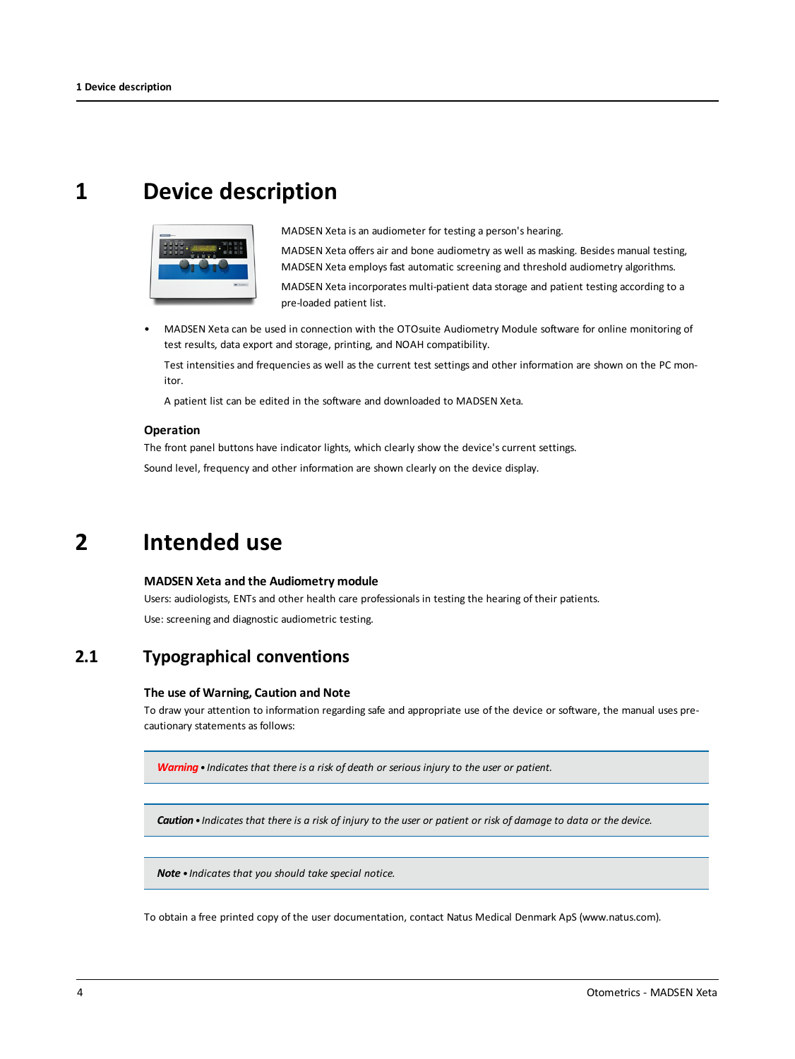# 1 Device description

MADSEN Xeta is an audiometer for testing a person's hearing.

MADSEN Xeta offers air and bone audiometry as well as masking. Besides manual testing, MADSEN Xeta employs fast automatic screening and threshold audiometry algorithms.

MADSEN Xeta incorporates multi-patient data storage and patient testing according to a pre-loaded patient list.

- MADSEN Xeta can be used in connection with the OTOsuite Audiometry Module software for online monitoring of test results, data export and storage, printing, and NOAH compatibility.

  Test intensities and frequencies as well as the current test settings and other information are shown on the PC monitor.

  A patient list can be edited in the software and downloaded to MADSEN Xeta.

### Operation

The front panel buttons have indicator lights, which clearly show the device's current settings.

Sound level, frequency and other information are shown clearly on the device display.

# 2 Intended use

### MADSEN Xeta and the Audiometry module

Users: audiologists, ENTs and other health care professionals in testing the hearing of their patients.

Use: screening and diagnostic audiometric testing.

## 2.1 Typographical conventions

### The use of Warning, Caution and Note

To draw your attention to information regarding safe and appropriate use of the device or software, the manual uses precautionary statements as follows:

> ***Warning*** • *Indicates that there is a risk of death or serious injury to the user or patient.*

> ***Caution*** • *Indicates that there is a risk of injury to the user or patient or risk of damage to data or the device.*

> ***Note*** • *Indicates that you should take special notice.*

To obtain a free printed copy of the user documentation, contact Natus Medical Denmark ApS (www.natus.com).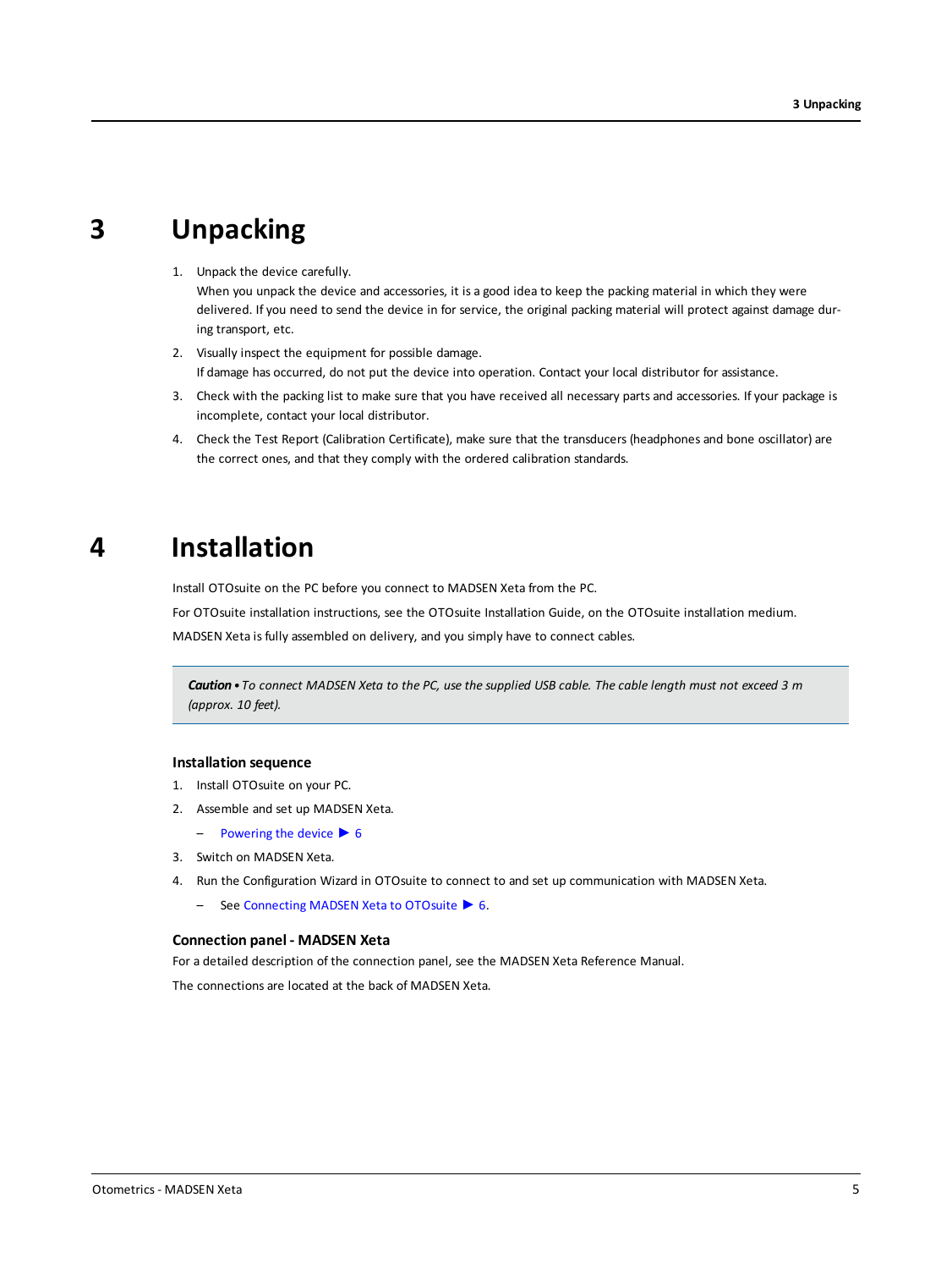# 3 Unpacking

1. Unpack the device carefully.
   When you unpack the device and accessories, it is a good idea to keep the packing material in which they were delivered. If you need to send the device in for service, the original packing material will protect against damage during transport, etc.
2. Visually inspect the equipment for possible damage.
   If damage has occurred, do not put the device into operation. Contact your local distributor for assistance.
3. Check with the packing list to make sure that you have received all necessary parts and accessories. If your package is incomplete, contact your local distributor.
4. Check the Test Report (Calibration Certificate), make sure that the transducers (headphones and bone oscillator) are the correct ones, and that they comply with the ordered calibration standards.

# 4 Installation

Install OTOsuite on the PC before you connect to MADSEN Xeta from the PC.

For OTOsuite installation instructions, see the OTOsuite Installation Guide, on the OTOsuite installation medium.

MADSEN Xeta is fully assembled on delivery, and you simply have to connect cables.

> ***Caution*** • *To connect MADSEN Xeta to the PC, use the supplied USB cable. The cable length must not exceed 3 m (approx. 10 feet).*

### Installation sequence

1. Install OTOsuite on your PC.
2. Assemble and set up MADSEN Xeta.
   – Powering the device ▶ 6
3. Switch on MADSEN Xeta.
4. Run the Configuration Wizard in OTOsuite to connect to and set up communication with MADSEN Xeta.
   – See Connecting MADSEN Xeta to OTOsuite ▶ 6.

### Connection panel - MADSEN Xeta

For a detailed description of the connection panel, see the MADSEN Xeta Reference Manual.

The connections are located at the back of MADSEN Xeta.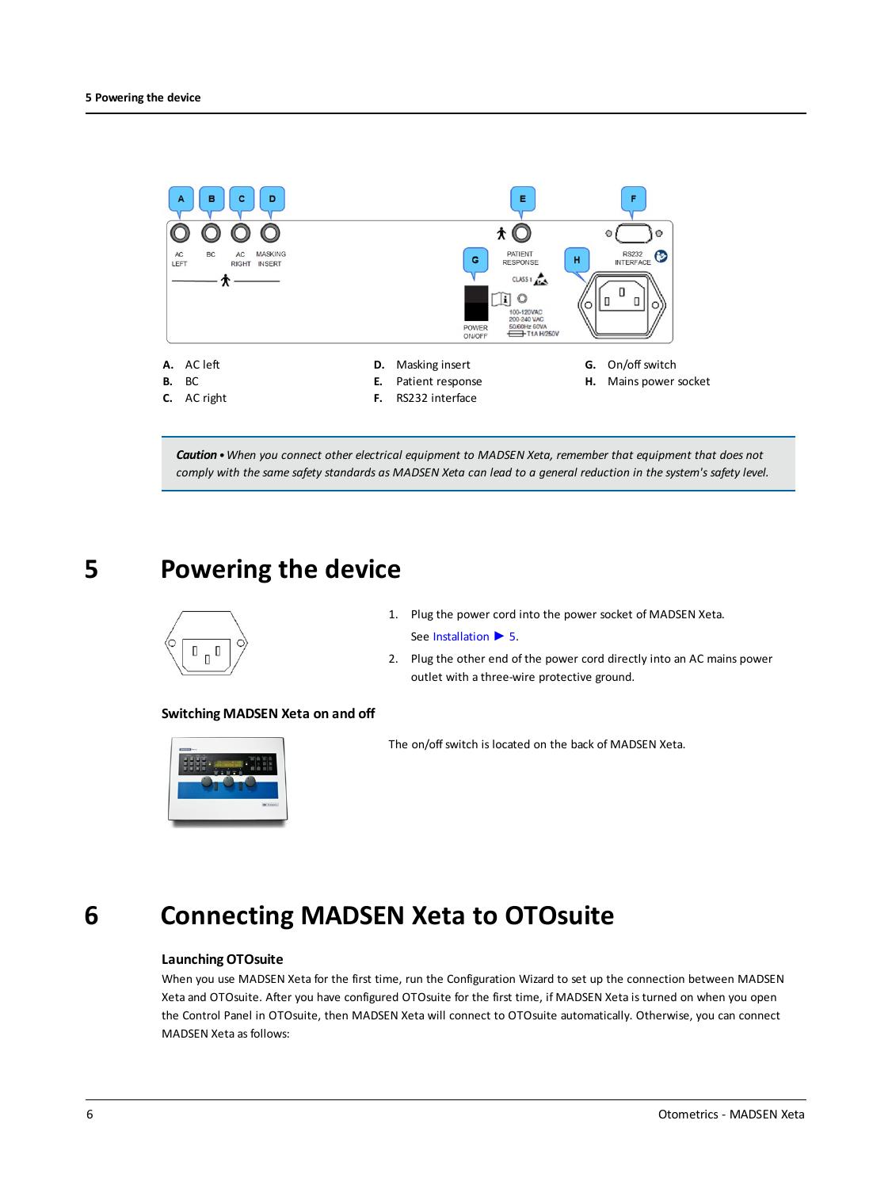A. AC left
B. BC
C. AC right
D. Masking insert
E. Patient response
F. RS232 interface
G. On/off switch
H. Mains power socket

> ***Caution*** • *When you connect other electrical equipment to MADSEN Xeta, remember that equipment that does not comply with the same safety standards as MADSEN Xeta can lead to a general reduction in the system's safety level.*

# 5 Powering the device

1. Plug the power cord into the power socket of MADSEN Xeta.

   See Installation ▶ 5.

2. Plug the other end of the power cord directly into an AC mains power outlet with a three-wire protective ground.

### Switching MADSEN Xeta on and off

The on/off switch is located on the back of MADSEN Xeta.

# 6 Connecting MADSEN Xeta to OTOsuite

### Launching OTOsuite

When you use MADSEN Xeta for the first time, run the Configuration Wizard to set up the connection between MADSEN Xeta and OTOsuite. After you have configured OTOsuite for the first time, if MADSEN Xeta is turned on when you open the Control Panel in OTOsuite, then MADSEN Xeta will connect to OTOsuite automatically. Otherwise, you can connect MADSEN Xeta as follows: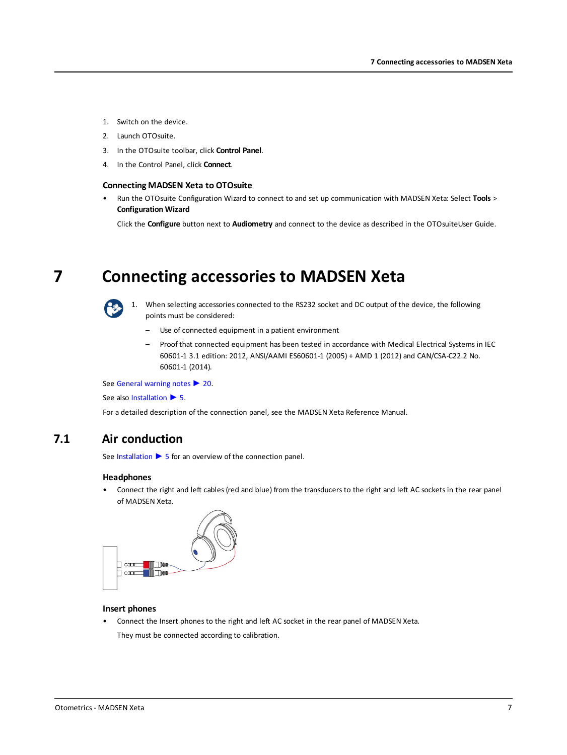1. Switch on the device.
2. Launch OTOsuite.
3. In the OTOsuite toolbar, click **Control Panel**.
4. In the Control Panel, click **Connect**.

### Connecting MADSEN Xeta to OTOsuite

- Run the OTOsuite Configuration Wizard to connect to and set up communication with MADSEN Xeta: Select **Tools** > **Configuration Wizard**

  Click the **Configure** button next to **Audiometry** and connect to the device as described in the OTOsuiteUser Guide.

# 7 Connecting accessories to MADSEN Xeta

1. When selecting accessories connected to the RS232 socket and DC output of the device, the following points must be considered:
   - Use of connected equipment in a patient environment
   - Proof that connected equipment has been tested in accordance with Medical Electrical Systems in IEC 60601-1 3.1 edition: 2012, ANSI/AAMI ES60601-1 (2005) + AMD 1 (2012) and CAN/CSA-C22.2 No. 60601-1 (2014).

See General warning notes ▶ 20.

See also Installation ▶ 5.

For a detailed description of the connection panel, see the MADSEN Xeta Reference Manual.

## 7.1 Air conduction

See Installation ▶ 5 for an overview of the connection panel.

### Headphones

- Connect the right and left cables (red and blue) from the transducers to the right and left AC sockets in the rear panel of MADSEN Xeta.

### Insert phones

- Connect the Insert phones to the right and left AC socket in the rear panel of MADSEN Xeta.

  They must be connected according to calibration.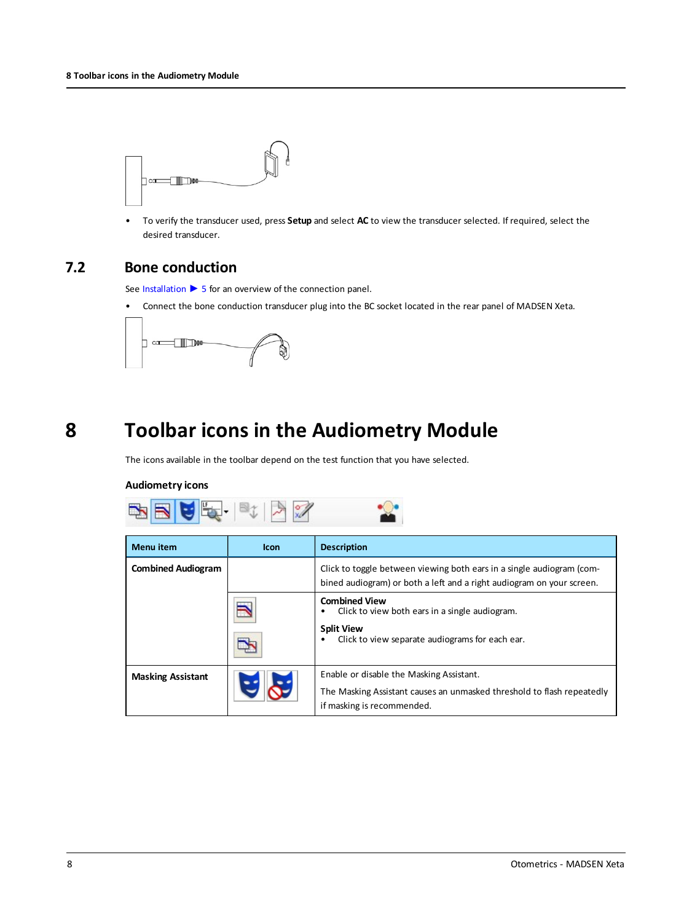- To verify the transducer used, press **Setup** and select **AC** to view the transducer selected. If required, select the desired transducer.

## 7.2 Bone conduction

See Installation ▶ 5 for an overview of the connection panel.

- Connect the bone conduction transducer plug into the BC socket located in the rear panel of MADSEN Xeta.

# 8 Toolbar icons in the Audiometry Module

The icons available in the toolbar depend on the test function that you have selected.

### Audiometry icons

| Menu item | Icon | Description |
|---|---|---|
| **Combined Audiogram** | | Click to toggle between viewing both ears in a single audiogram (combined audiogram) or both a left and a right audiogram on your screen. |
| | | **Combined View**<br>• Click to view both ears in a single audiogram.<br>**Split View**<br>• Click to view separate audiograms for each ear. |
| **Masking Assistant** | | Enable or disable the Masking Assistant.<br>The Masking Assistant causes an unmasked threshold to flash repeatedly if masking is recommended. |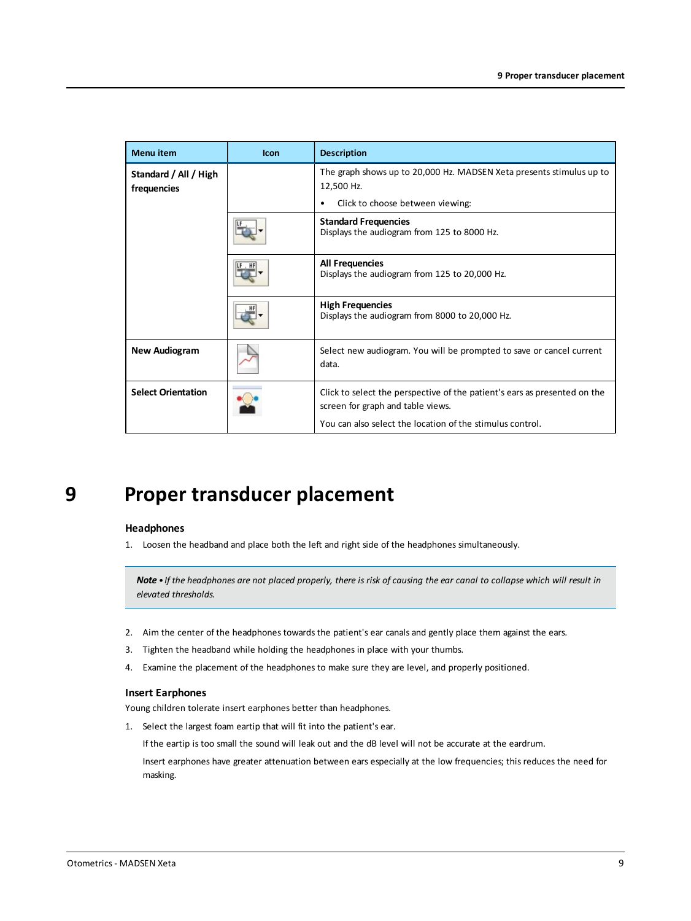| Menu item | Icon | Description |
|---|---|---|
| **Standard / All / High frequencies** | | The graph shows up to 20,000 Hz. MADSEN Xeta presents stimulus up to 12,500 Hz. <br>• Click to choose between viewing: |
| | | **Standard Frequencies**<br>Displays the audiogram from 125 to 8000 Hz. |
| | | **All Frequencies**<br>Displays the audiogram from 125 to 20,000 Hz. |
| | | **High Frequencies**<br>Displays the audiogram from 8000 to 20,000 Hz. |
| **New Audiogram** | | Select new audiogram. You will be prompted to save or cancel current data. |
| **Select Orientation** | | Click to select the perspective of the patient's ears as presented on the screen for graph and table views.<br>You can also select the location of the stimulus control. |

# 9 Proper transducer placement

### Headphones

1. Loosen the headband and place both the left and right side of the headphones simultaneously.

> ***Note •*** *If the headphones are not placed properly, there is risk of causing the ear canal to collapse which will result in elevated thresholds.*

2. Aim the center of the headphones towards the patient's ear canals and gently place them against the ears.
3. Tighten the headband while holding the headphones in place with your thumbs.
4. Examine the placement of the headphones to make sure they are level, and properly positioned.

### Insert Earphones

Young children tolerate insert earphones better than headphones.

1. Select the largest foam eartip that will fit into the patient's ear.

   If the eartip is too small the sound will leak out and the dB level will not be accurate at the eardrum.

   Insert earphones have greater attenuation between ears especially at the low frequencies; this reduces the need for masking.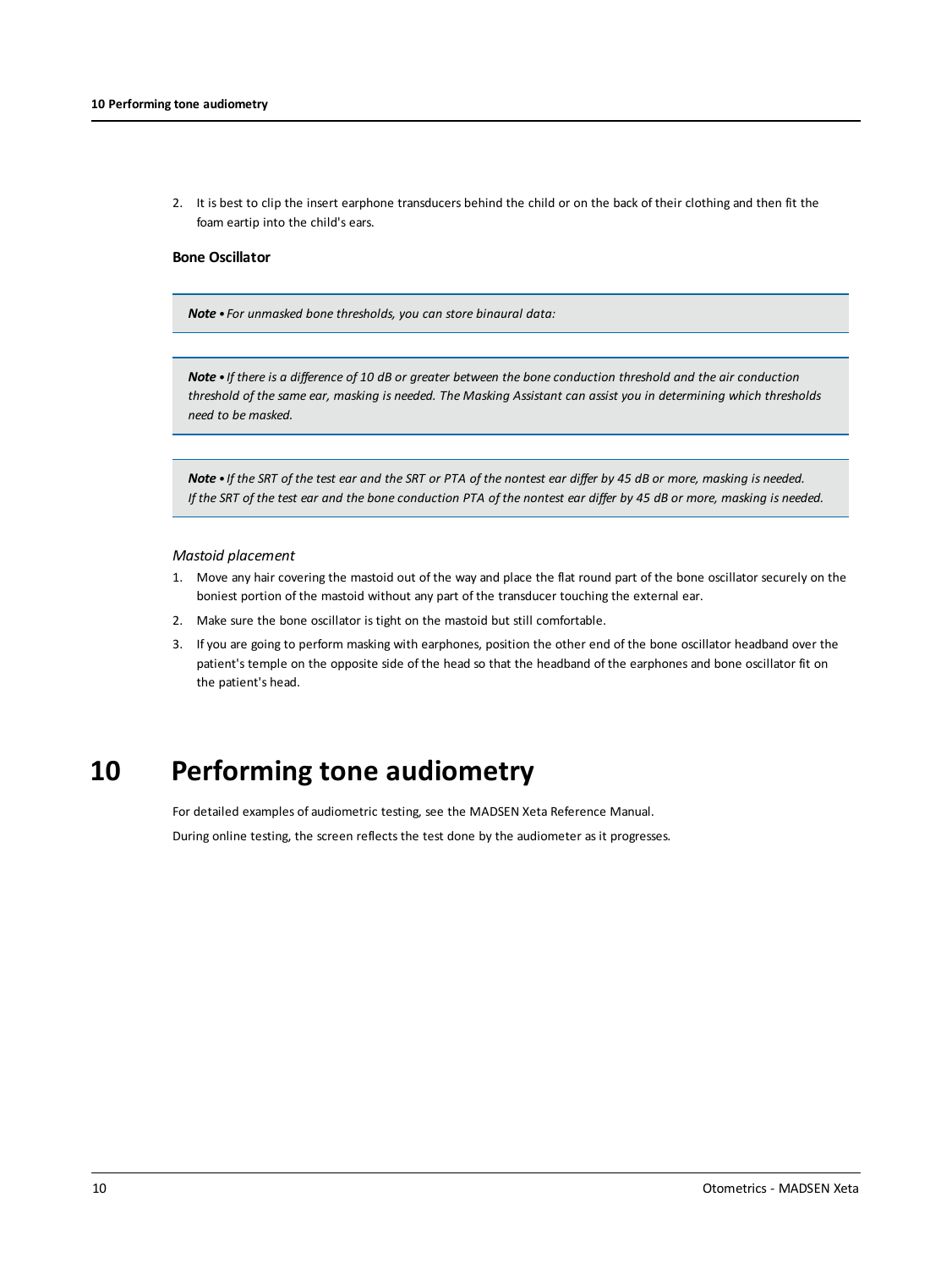2. It is best to clip the insert earphone transducers behind the child or on the back of their clothing and then fit the foam eartip into the child's ears.

### Bone Oscillator

> ***Note •*** *For unmasked bone thresholds, you can store binaural data:*

> ***Note •*** *If there is a difference of 10 dB or greater between the bone conduction threshold and the air conduction threshold of the same ear, masking is needed. The Masking Assistant can assist you in determining which thresholds need to be masked.*

> ***Note •*** *If the SRT of the test ear and the SRT or PTA of the nontest ear differ by 45 dB or more, masking is needed. If the SRT of the test ear and the bone conduction PTA of the nontest ear differ by 45 dB or more, masking is needed.*

#### *Mastoid placement*

1. Move any hair covering the mastoid out of the way and place the flat round part of the bone oscillator securely on the boniest portion of the mastoid without any part of the transducer touching the external ear.
2. Make sure the bone oscillator is tight on the mastoid but still comfortable.
3. If you are going to perform masking with earphones, position the other end of the bone oscillator headband over the patient's temple on the opposite side of the head so that the headband of the earphones and bone oscillator fit on the patient's head.

# 10 Performing tone audiometry

For detailed examples of audiometric testing, see the MADSEN Xeta Reference Manual.

During online testing, the screen reflects the test done by the audiometer as it progresses.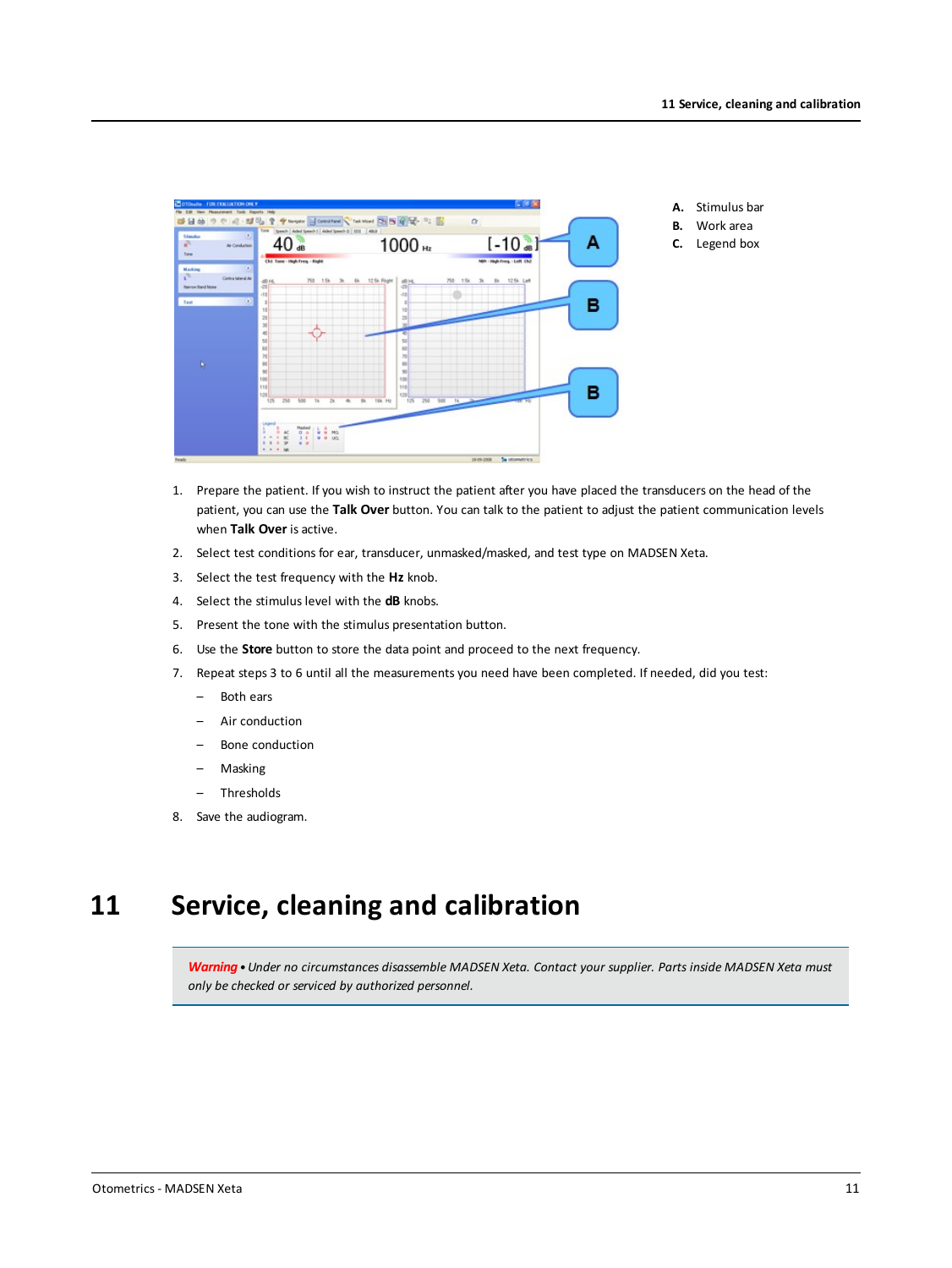A. Stimulus bar
B. Work area
C. Legend box

1. Prepare the patient. If you wish to instruct the patient after you have placed the transducers on the head of the patient, you can use the **Talk Over** button. You can talk to the patient to adjust the patient communication levels when **Talk Over** is active.
2. Select test conditions for ear, transducer, unmasked/masked, and test type on MADSEN Xeta.
3. Select the test frequency with the **Hz** knob.
4. Select the stimulus level with the **dB** knobs.
5. Present the tone with the stimulus presentation button.
6. Use the **Store** button to store the data point and proceed to the next frequency.
7. Repeat steps 3 to 6 until all the measurements you need have been completed. If needed, did you test:
   - Both ears
   - Air conduction
   - Bone conduction
   - Masking
   - Thresholds
8. Save the audiogram.

# 11 Service, cleaning and calibration

> ***Warning*** • *Under no circumstances disassemble MADSEN Xeta. Contact your supplier. Parts inside MADSEN Xeta must only be checked or serviced by authorized personnel.*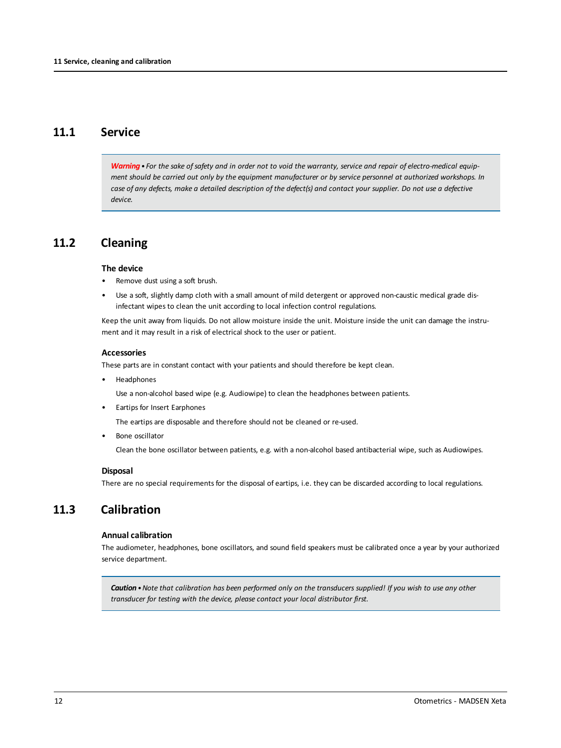## 11.1 Service

> ***Warning*** • *For the sake of safety and in order not to void the warranty, service and repair of electro-medical equipment should be carried out only by the equipment manufacturer or by service personnel at authorized workshops. In case of any defects, make a detailed description of the defect(s) and contact your supplier. Do not use a defective device.*

## 11.2 Cleaning

### The device

- Remove dust using a soft brush.
- Use a soft, slightly damp cloth with a small amount of mild detergent or approved non-caustic medical grade disinfectant wipes to clean the unit according to local infection control regulations.

Keep the unit away from liquids. Do not allow moisture inside the unit. Moisture inside the unit can damage the instrument and it may result in a risk of electrical shock to the user or patient.

### Accessories

These parts are in constant contact with your patients and should therefore be kept clean.

- Headphones

  Use a non-alcohol based wipe (e.g. Audiowipe) to clean the headphones between patients.

- Eartips for Insert Earphones

  The eartips are disposable and therefore should not be cleaned or re-used.

- Bone oscillator

  Clean the bone oscillator between patients, e.g. with a non-alcohol based antibacterial wipe, such as Audiowipes.

### Disposal

There are no special requirements for the disposal of eartips, i.e. they can be discarded according to local regulations.

## 11.3 Calibration

### Annual calibration

The audiometer, headphones, bone oscillators, and sound field speakers must be calibrated once a year by your authorized service department.

> ***Caution*** • *Note that calibration has been performed only on the transducers supplied! If you wish to use any other transducer for testing with the device, please contact your local distributor first.*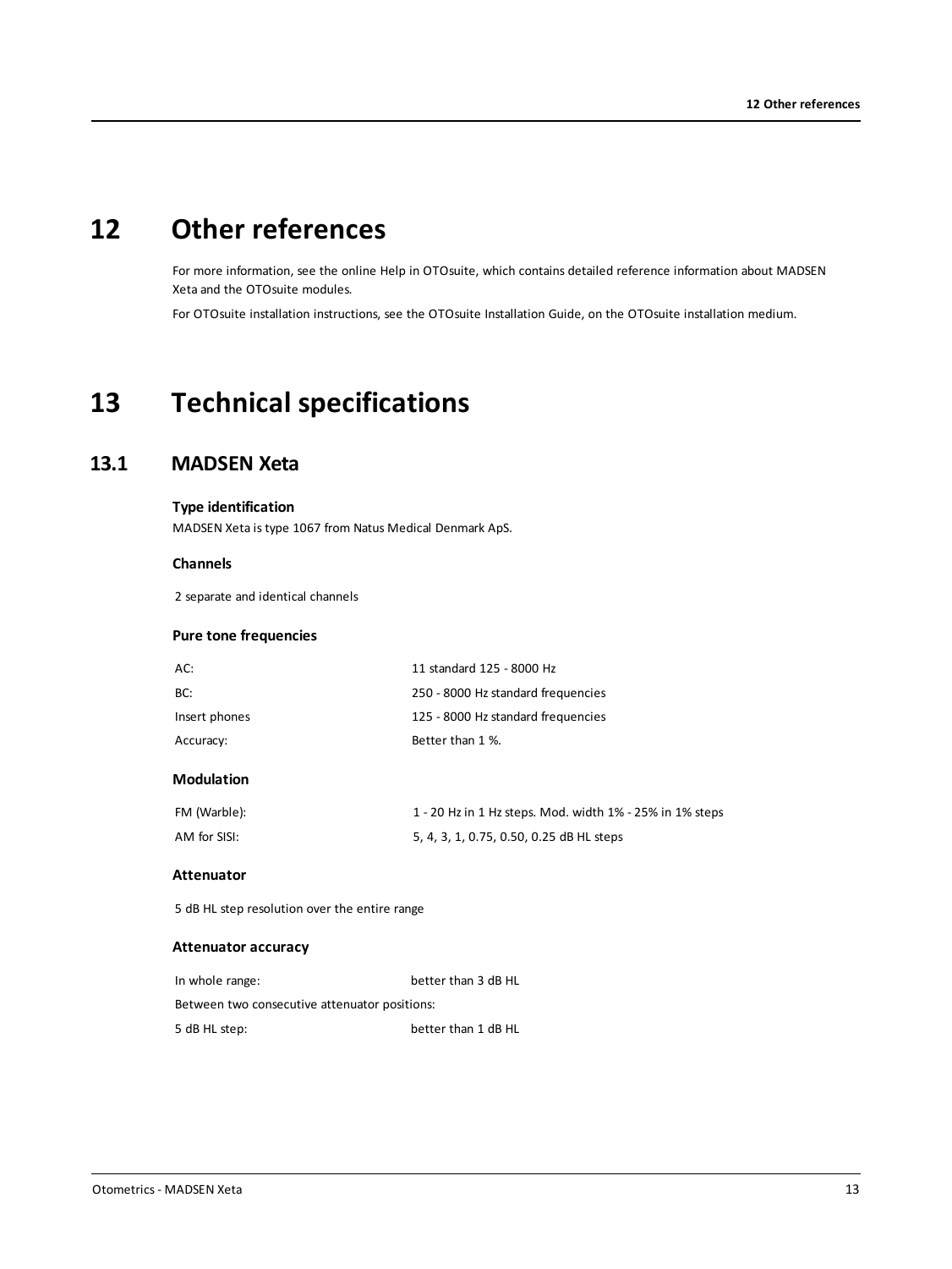# 12 Other references

For more information, see the online Help in OTOsuite, which contains detailed reference information about MADSEN Xeta and the OTOsuite modules.

For OTOsuite installation instructions, see the OTOsuite Installation Guide, on the OTOsuite installation medium.

# 13 Technical specifications

## 13.1 MADSEN Xeta

### Type identification

MADSEN Xeta is type 1067 from Natus Medical Denmark ApS.

### Channels

2 separate and identical channels

### Pure tone frequencies

| | |
|---|---|
| AC: | 11 standard 125 - 8000 Hz |
| BC: | 250 - 8000 Hz standard frequencies |
| Insert phones | 125 - 8000 Hz standard frequencies |
| Accuracy: | Better than 1 %. |

### Modulation

| | |
|---|---|
| FM (Warble): | 1 - 20 Hz in 1 Hz steps. Mod. width 1% - 25% in 1% steps |
| AM for SISI: | 5, 4, 3, 1, 0.75, 0.50, 0.25 dB HL steps |

### Attenuator

5 dB HL step resolution over the entire range

### Attenuator accuracy

| | |
|---|---|
| In whole range: | better than 3 dB HL |
| Between two consecutive attenuator positions: | |
| 5 dB HL step: | better than 1 dB HL |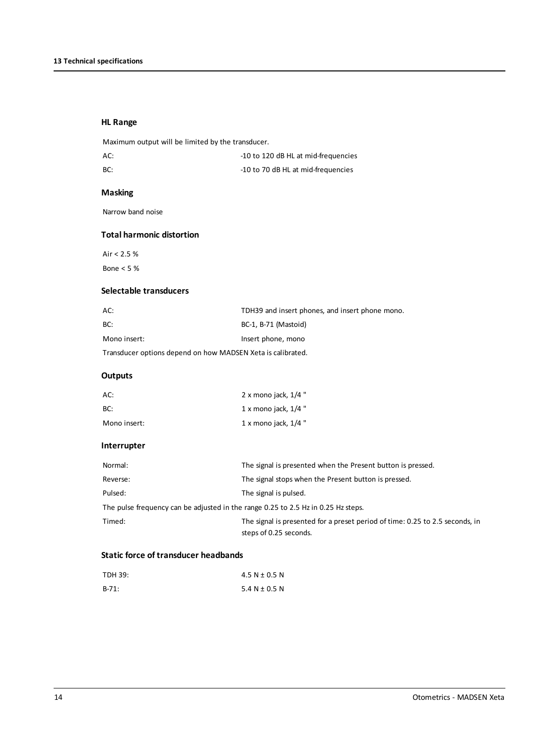### HL Range

Maximum output will be limited by the transducer.

| | |
|---|---|
| AC: | -10 to 120 dB HL at mid-frequencies |
| BC: | -10 to 70 dB HL at mid-frequencies |

### Masking

Narrow band noise

### Total harmonic distortion

Air < 2.5 %

Bone < 5 %

### Selectable transducers

| | |
|---|---|
| AC: | TDH39 and insert phones, and insert phone mono. |
| BC: | BC-1, B-71 (Mastoid) |
| Mono insert: | Insert phone, mono |

Transducer options depend on how MADSEN Xeta is calibrated.

### Outputs

| | |
|---|---|
| AC: | 2 x mono jack, 1/4 " |
| BC: | 1 x mono jack, 1/4 " |
| Mono insert: | 1 x mono jack, 1/4 " |

### Interrupter

| | |
|---|---|
| Normal: | The signal is presented when the Present button is pressed. |
| Reverse: | The signal stops when the Present button is pressed. |
| Pulsed: | The signal is pulsed. |

The pulse frequency can be adjusted in the range 0.25 to 2.5 Hz in 0.25 Hz steps.

| | |
|---|---|
| Timed: | The signal is presented for a preset period of time: 0.25 to 2.5 seconds, in steps of 0.25 seconds. |

### Static force of transducer headbands

| | |
|---|---|
| TDH 39: | 4.5 N ± 0.5 N |
| B-71: | 5.4 N ± 0.5 N |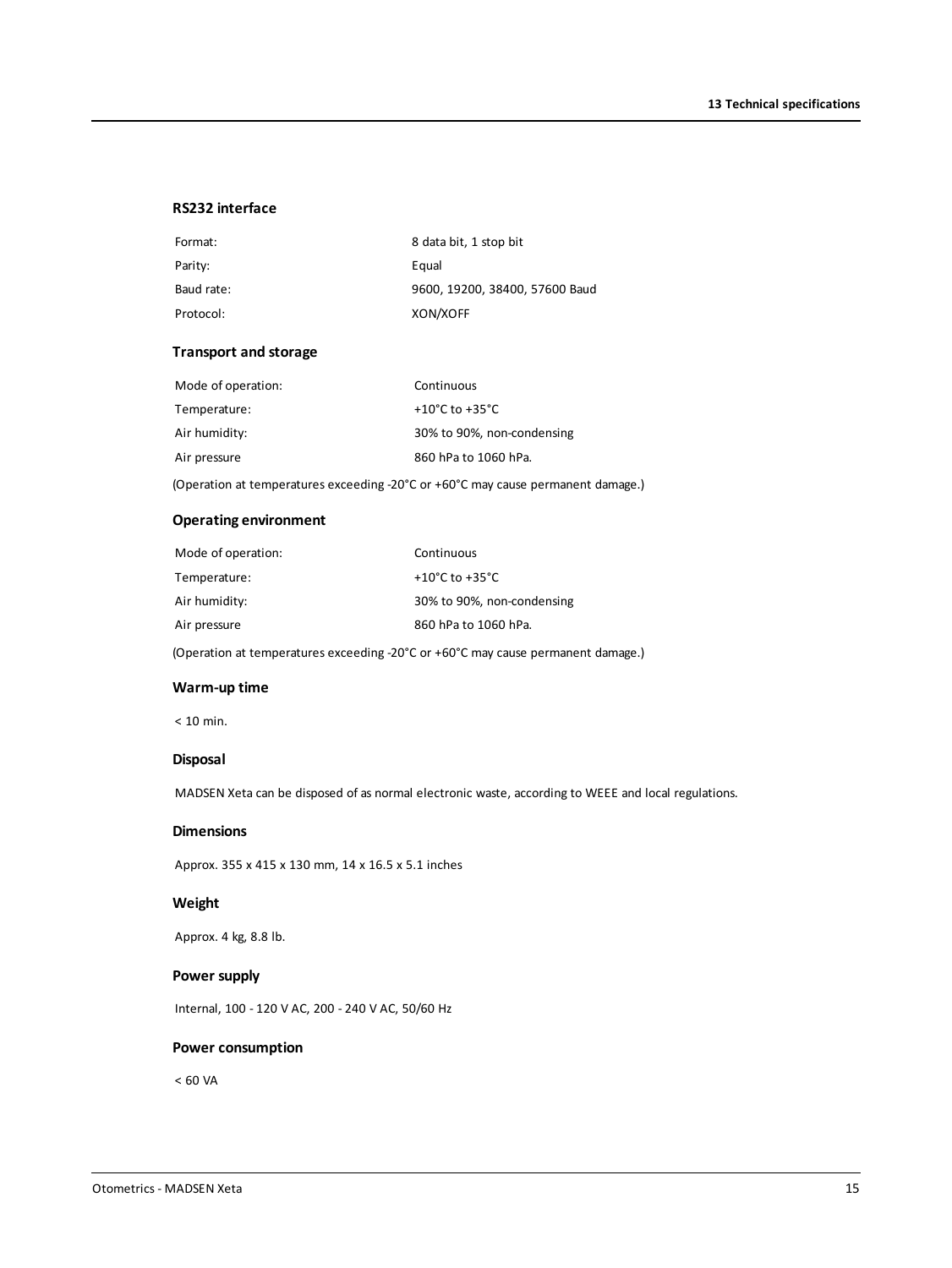### RS232 interface

| | |
|---|---|
| Format: | 8 data bit, 1 stop bit |
| Parity: | Equal |
| Baud rate: | 9600, 19200, 38400, 57600 Baud |
| Protocol: | XON/XOFF |

### Transport and storage

| | |
|---|---|
| Mode of operation: | Continuous |
| Temperature: | +10°C to +35°C |
| Air humidity: | 30% to 90%, non-condensing |
| Air pressure | 860 hPa to 1060 hPa. |

(Operation at temperatures exceeding -20°C or +60°C may cause permanent damage.)

### Operating environment

| | |
|---|---|
| Mode of operation: | Continuous |
| Temperature: | +10°C to +35°C |
| Air humidity: | 30% to 90%, non-condensing |
| Air pressure | 860 hPa to 1060 hPa. |

(Operation at temperatures exceeding -20°C or +60°C may cause permanent damage.)

### Warm-up time

< 10 min.

### Disposal

MADSEN Xeta can be disposed of as normal electronic waste, according to WEEE and local regulations.

### Dimensions

Approx. 355 x 415 x 130 mm, 14 x 16.5 x 5.1 inches

### Weight

Approx. 4 kg, 8.8 lb.

### Power supply

Internal, 100 - 120 V AC, 200 - 240 V AC, 50/60 Hz

### Power consumption

< 60 VA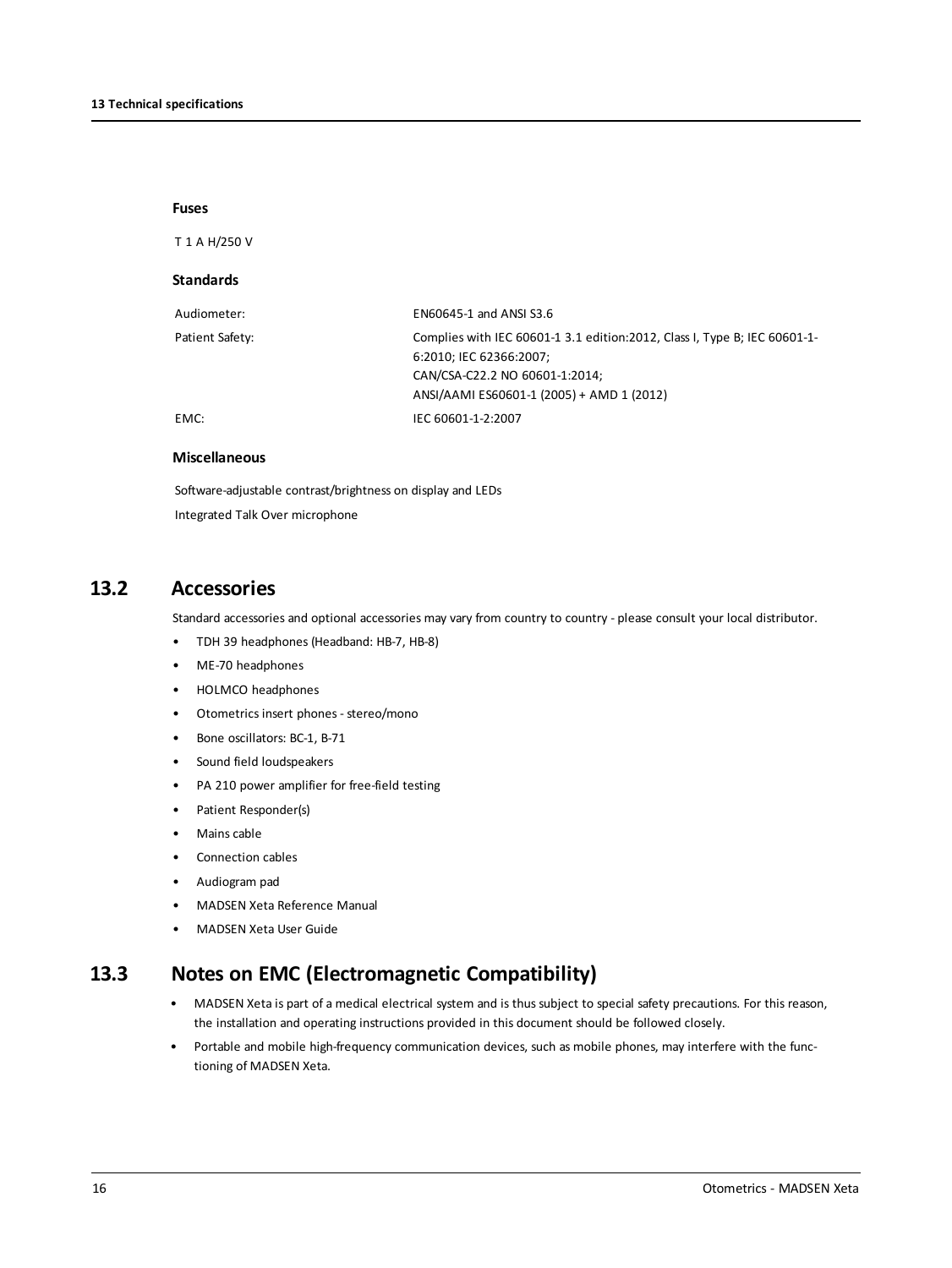**Fuses**

T 1 A H/250 V

**Standards**

| | |
|---|---|
| Audiometer: | EN60645-1 and ANSI S3.6 |
| Patient Safety: | Complies with IEC 60601-1 3.1 edition:2012, Class I, Type B; IEC 60601-1-6:2010; IEC 62366:2007;<br>CAN/CSA-C22.2 NO 60601-1:2014;<br>ANSI/AAMI ES60601-1 (2005) + AMD 1 (2012) |
| EMC: | IEC 60601-1-2:2007 |

**Miscellaneous**

Software-adjustable contrast/brightness on display and LEDs

Integrated Talk Over microphone

## 13.2 Accessories

Standard accessories and optional accessories may vary from country to country - please consult your local distributor.

- TDH 39 headphones (Headband: HB-7, HB-8)
- ME-70 headphones
- HOLMCO headphones
- Otometrics insert phones - stereo/mono
- Bone oscillators: BC-1, B-71
- Sound field loudspeakers
- PA 210 power amplifier for free-field testing
- Patient Responder(s)
- Mains cable
- Connection cables
- Audiogram pad
- MADSEN Xeta Reference Manual
- MADSEN Xeta User Guide

## 13.3 Notes on EMC (Electromagnetic Compatibility)

- MADSEN Xeta is part of a medical electrical system and is thus subject to special safety precautions. For this reason, the installation and operating instructions provided in this document should be followed closely.
- Portable and mobile high-frequency communication devices, such as mobile phones, may interfere with the functioning of MADSEN Xeta.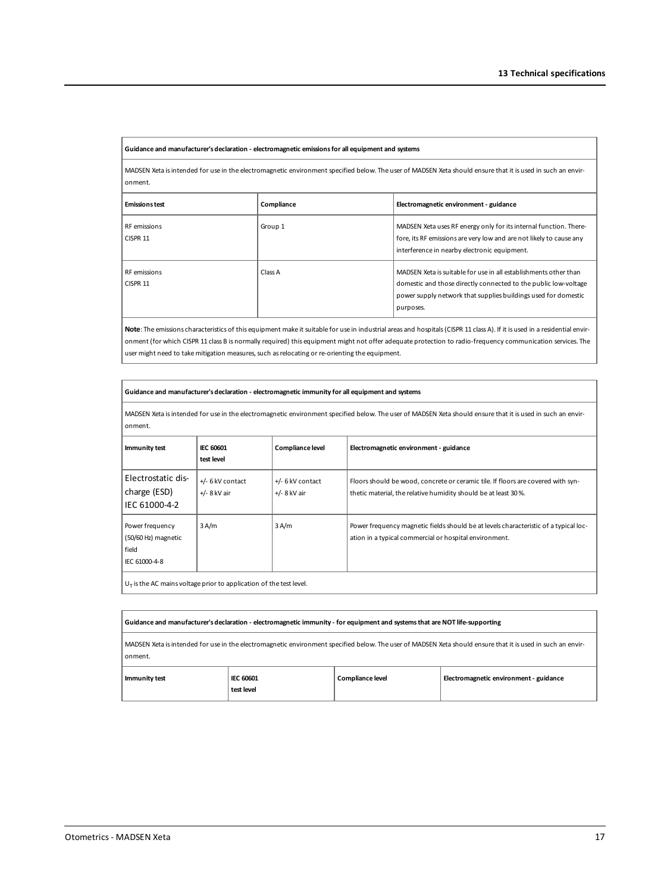**Guidance and manufacturer's declaration - electromagnetic emissions for all equipment and systems**

MADSEN Xeta is intended for use in the electromagnetic environment specified below. The user of MADSEN Xeta should ensure that it is used in such an environment.

| Emissions test | Compliance | Electromagnetic environment - guidance |
|---|---|---|
| RF emissions<br>CISPR 11 | Group 1 | MADSEN Xeta uses RF energy only for its internal function. Therefore, its RF emissions are very low and are not likely to cause any interference in nearby electronic equipment. |
| RF emissions<br>CISPR 11 | Class A | MADSEN Xeta is suitable for use in all establishments other than domestic and those directly connected to the public low-voltage power supply network that supplies buildings used for domestic purposes. |

**Note**: The emissions characteristics of this equipment make it suitable for use in industrial areas and hospitals (CISPR 11 class A). If it is used in a residential environment (for which CISPR 11 class B is normally required) this equipment might not offer adequate protection to radio-frequency communication services. The user might need to take mitigation measures, such as relocating or re-orienting the equipment.

**Guidance and manufacturer's declaration - electromagnetic immunity for all equipment and systems**

MADSEN Xeta is intended for use in the electromagnetic environment specified below. The user of MADSEN Xeta should ensure that it is used in such an environment.

| Immunity test | IEC 60601 test level | Compliance level | Electromagnetic environment - guidance |
|---|---|---|---|
| Electrostatic discharge (ESD)<br>IEC 61000-4-2 | +/- 6 kV contact<br>+/- 8 kV air | +/- 6 kV contact<br>+/- 8 kV air | Floors should be wood, concrete or ceramic tile. If floors are covered with synthetic material, the relative humidity should be at least 30 %. |
| Power frequency (50/60 Hz) magnetic field<br>IEC 61000-4-8 | 3 A/m | 3 A/m | Power frequency magnetic fields should be at levels characteristic of a typical location in a typical commercial or hospital environment. |

$U_T$ is the AC mains voltage prior to application of the test level.

**Guidance and manufacturer's declaration - electromagnetic immunity - for equipment and systems that are NOT life-supporting**

MADSEN Xeta is intended for use in the electromagnetic environment specified below. The user of MADSEN Xeta should ensure that it is used in such an environment.

| Immunity test | IEC 60601 test level | Compliance level | Electromagnetic environment - guidance |
|---|---|---|---|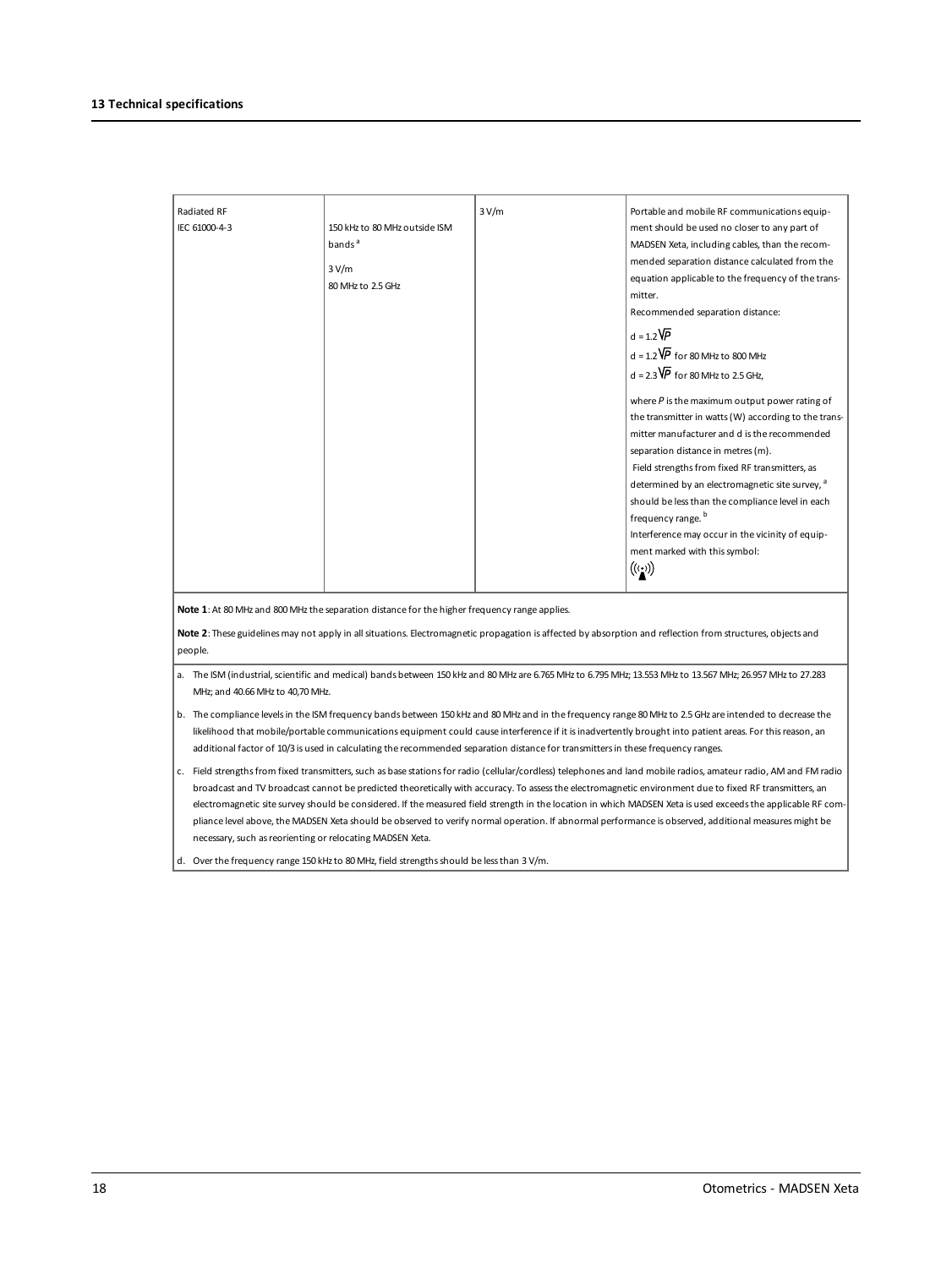| | | | |
|---|---|---|---|
| Radiated RF<br>IEC 61000-4-3 | 150 kHz to 80 MHz outside ISM bands [a]<br><br>3 V/m<br>80 MHz to 2.5 GHz | 3 V/m | Portable and mobile RF communications equipment should be used no closer to any part of MADSEN Xeta, including cables, than the recommended separation distance calculated from the equation applicable to the frequency of the transmitter.<br>Recommended separation distance:<br>$d = 1.2\sqrt{P}$<br>$d = 1.2\sqrt{P}$ for 80 MHz to 800 MHz<br>$d = 2.3\sqrt{P}$ for 80 MHz to 2.5 GHz,<br><br>where $P$ is the maximum output power rating of the transmitter in watts (W) according to the transmitter manufacturer and d is the recommended separation distance in metres (m).<br>Field strengths from fixed RF transmitters, as determined by an electromagnetic site survey, [a] should be less than the compliance level in each frequency range. [b]<br>Interference may occur in the vicinity of equipment marked with this symbol: |

**Note 1**: At 80 MHz and 800 MHz the separation distance for the higher frequency range applies.

**Note 2**: These guidelines may not apply in all situations. Electromagnetic propagation is affected by absorption and reflection from structures, objects and people.

a. The ISM (industrial, scientific and medical) bands between 150 kHz and 80 MHz are 6.765 MHz to 6.795 MHz; 13.553 MHz to 13.567 MHz; 26.957 MHz to 27.283 MHz; and 40.66 MHz to 40,70 MHz.

b. The compliance levels in the ISM frequency bands between 150 kHz and 80 MHz and in the frequency range 80 MHz to 2.5 GHz are intended to decrease the likelihood that mobile/portable communications equipment could cause interference if it is inadvertently brought into patient areas. For this reason, an additional factor of 10/3 is used in calculating the recommended separation distance for transmitters in these frequency ranges.

c. Field strengths from fixed transmitters, such as base stations for radio (cellular/cordless) telephones and land mobile radios, amateur radio, AM and FM radio broadcast and TV broadcast cannot be predicted theoretically with accuracy. To assess the electromagnetic environment due to fixed RF transmitters, an electromagnetic site survey should be considered. If the measured field strength in the location in which MADSEN Xeta is used exceeds the applicable RF compliance level above, the MADSEN Xeta should be observed to verify normal operation. If abnormal performance is observed, additional measures might be necessary, such as reorienting or relocating MADSEN Xeta.

d. Over the frequency range 150 kHz to 80 MHz, field strengths should be less than 3 V/m.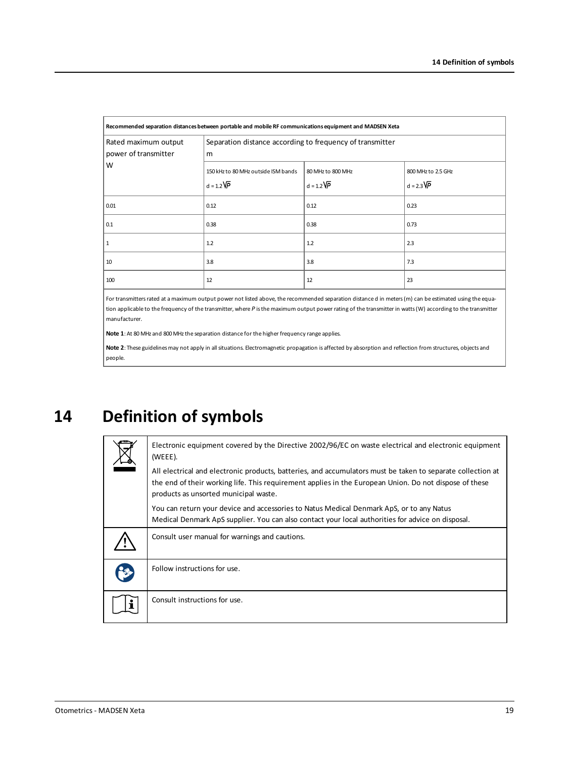| Recommended separation distances between portable and mobile RF communications equipment and MADSEN Xeta | | | |
|---|---|---|---|
| Rated maximum output power of transmitter W | Separation distance according to frequency of transmitter m | | |
| | 150 kHz to 80 MHz outside ISM bands $d = 1.2\sqrt{P}$ | 80 MHz to 800 MHz $d = 1.2\sqrt{P}$ | 800 MHz to 2.5 GHz $d = 2.3\sqrt{P}$ |
| 0.01 | 0.12 | 0.12 | 0.23 |
| 0.1 | 0.38 | 0.38 | 0.73 |
| 1 | 1.2 | 1.2 | 2.3 |
| 10 | 3.8 | 3.8 | 7.3 |
| 100 | 12 | 12 | 23 |

For transmitters rated at a maximum output power not listed above, the recommended separation distance d in meters (m) can be estimated using the equation applicable to the frequency of the transmitter, where *P* is the maximum output power rating of the transmitter in watts (W) according to the transmitter manufacturer.

**Note 1**: At 80 MHz and 800 MHz the separation distance for the higher frequency range applies.

**Note 2**: These guidelines may not apply in all situations. Electromagnetic propagation is affected by absorption and reflection from structures, objects and people.

# 14 Definition of symbols

| Symbol | Definition |
|---|---|
| | Electronic equipment covered by the Directive 2002/96/EC on waste electrical and electronic equipment (WEEE). All electrical and electronic products, batteries, and accumulators must be taken to separate collection at the end of their working life. This requirement applies in the European Union. Do not dispose of these products as unsorted municipal waste. You can return your device and accessories to Natus Medical Denmark ApS, or to any Natus Medical Denmark ApS supplier. You can also contact your local authorities for advice on disposal. |
| | Consult user manual for warnings and cautions. |
| | Follow instructions for use. |
| | Consult instructions for use. |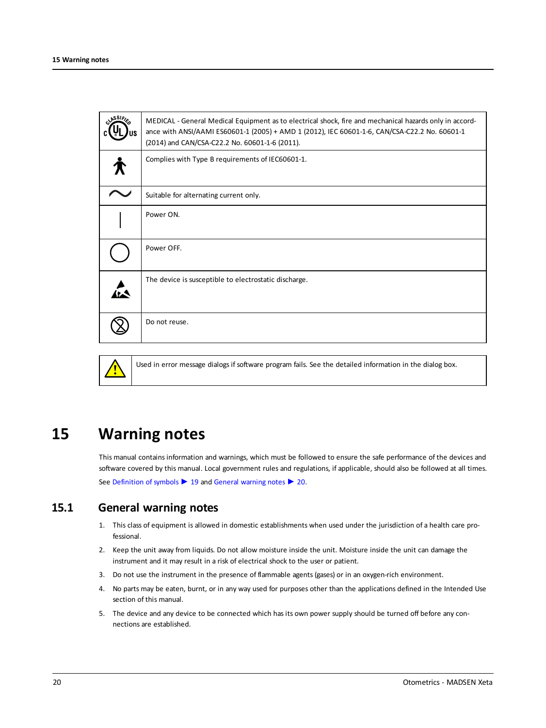| | |
|---|---|
| | MEDICAL - General Medical Equipment as to electrical shock, fire and mechanical hazards only in accordance with ANSI/AAMI ES60601-1 (2005) + AMD 1 (2012), IEC 60601-1-6, CAN/CSA-C22.2 No. 60601-1 (2014) and CAN/CSA-C22.2 No. 60601-1-6 (2011). |
| | Complies with Type B requirements of IEC60601-1. |
| | Suitable for alternating current only. |
| | Power ON. |
| | Power OFF. |
| | The device is susceptible to electrostatic discharge. |
| | Do not reuse. |

| | |
|---|---|
| | Used in error message dialogs if software program fails. See the detailed information in the dialog box. |

# 15 Warning notes

This manual contains information and warnings, which must be followed to ensure the safe performance of the devices and software covered by this manual. Local government rules and regulations, if applicable, should also be followed at all times. See Definition of symbols ▶ 19 and General warning notes ▶ 20.

## 15.1 General warning notes

1. This class of equipment is allowed in domestic establishments when used under the jurisdiction of a health care professional.
2. Keep the unit away from liquids. Do not allow moisture inside the unit. Moisture inside the unit can damage the instrument and it may result in a risk of electrical shock to the user or patient.
3. Do not use the instrument in the presence of flammable agents (gases) or in an oxygen-rich environment.
4. No parts may be eaten, burnt, or in any way used for purposes other than the applications defined in the Intended Use section of this manual.
5. The device and any device to be connected which has its own power supply should be turned off before any connections are established.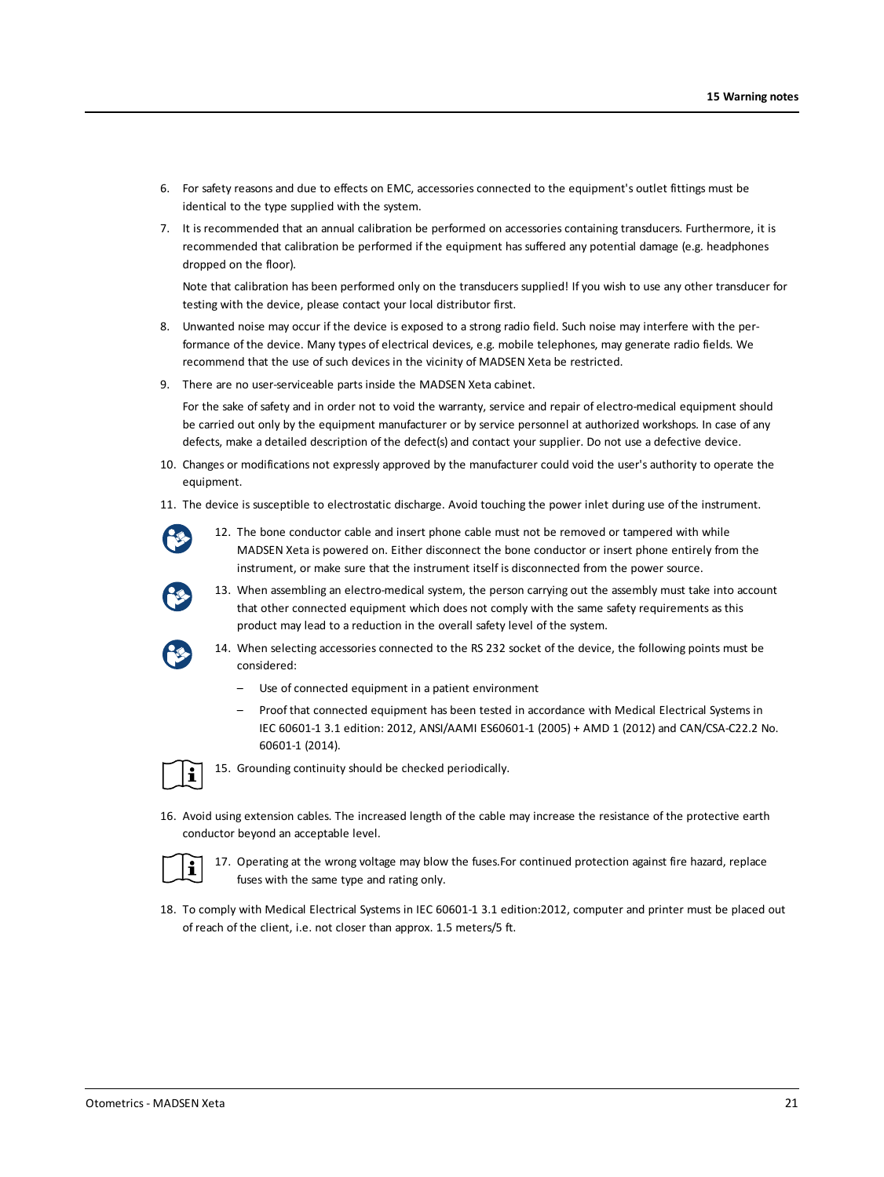6. For safety reasons and due to effects on EMC, accessories connected to the equipment's outlet fittings must be identical to the type supplied with the system.
7. It is recommended that an annual calibration be performed on accessories containing transducers. Furthermore, it is recommended that calibration be performed if the equipment has suffered any potential damage (e.g. headphones dropped on the floor).

   Note that calibration has been performed only on the transducers supplied! If you wish to use any other transducer for testing with the device, please contact your local distributor first.
8. Unwanted noise may occur if the device is exposed to a strong radio field. Such noise may interfere with the performance of the device. Many types of electrical devices, e.g. mobile telephones, may generate radio fields. We recommend that the use of such devices in the vicinity of MADSEN Xeta be restricted.
9. There are no user-serviceable parts inside the MADSEN Xeta cabinet.

   For the sake of safety and in order not to void the warranty, service and repair of electro-medical equipment should be carried out only by the equipment manufacturer or by service personnel at authorized workshops. In case of any defects, make a detailed description of the defect(s) and contact your supplier. Do not use a defective device.
10. Changes or modifications not expressly approved by the manufacturer could void the user's authority to operate the equipment.
11. The device is susceptible to electrostatic discharge. Avoid touching the power inlet during use of the instrument.
12. The bone conductor cable and insert phone cable must not be removed or tampered with while MADSEN Xeta is powered on. Either disconnect the bone conductor or insert phone entirely from the instrument, or make sure that the instrument itself is disconnected from the power source.
13. When assembling an electro-medical system, the person carrying out the assembly must take into account that other connected equipment which does not comply with the same safety requirements as this product may lead to a reduction in the overall safety level of the system.
14. When selecting accessories connected to the RS 232 socket of the device, the following points must be considered:
    - Use of connected equipment in a patient environment
    - Proof that connected equipment has been tested in accordance with Medical Electrical Systems in IEC 60601-1 3.1 edition: 2012, ANSI/AAMI ES60601-1 (2005) + AMD 1 (2012) and CAN/CSA-C22.2 No. 60601-1 (2014).
15. Grounding continuity should be checked periodically.
16. Avoid using extension cables. The increased length of the cable may increase the resistance of the protective earth conductor beyond an acceptable level.
17. Operating at the wrong voltage may blow the fuses.For continued protection against fire hazard, replace fuses with the same type and rating only.
18. To comply with Medical Electrical Systems in IEC 60601-1 3.1 edition:2012, computer and printer must be placed out of reach of the client, i.e. not closer than approx. 1.5 meters/5 ft.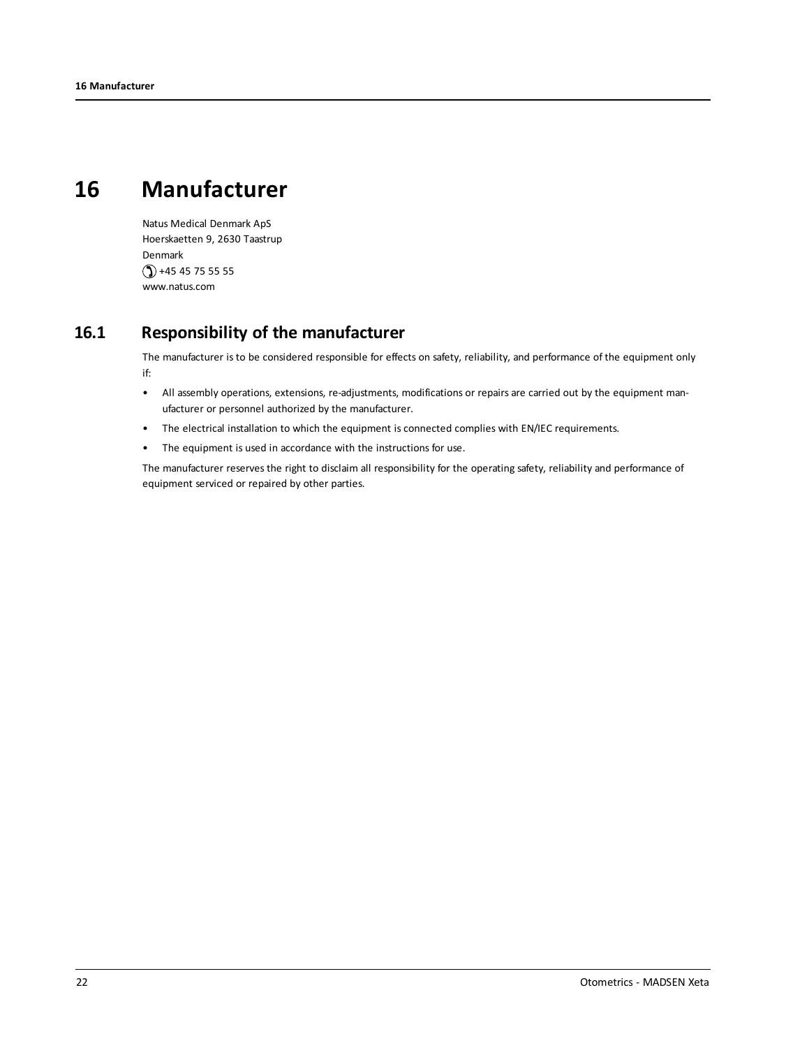# 16 Manufacturer

Natus Medical Denmark ApS
Hoerskaetten 9, 2630 Taastrup
Denmark
+45 45 75 55 55
www.natus.com

## 16.1 Responsibility of the manufacturer

The manufacturer is to be considered responsible for effects on safety, reliability, and performance of the equipment only if:

- All assembly operations, extensions, re-adjustments, modifications or repairs are carried out by the equipment manufacturer or personnel authorized by the manufacturer.
- The electrical installation to which the equipment is connected complies with EN/IEC requirements.
- The equipment is used in accordance with the instructions for use.

The manufacturer reserves the right to disclaim all responsibility for the operating safety, reliability and performance of equipment serviced or repaired by other parties.